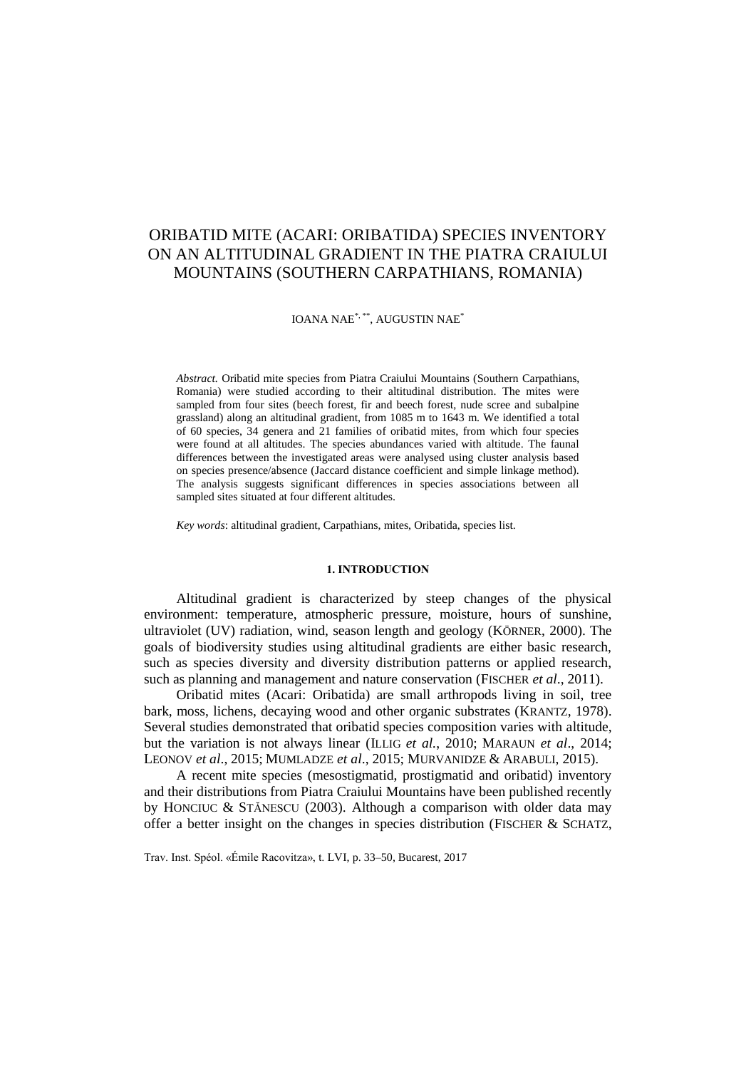# ORIBATID MITE (ACARI: ORIBATIDA) SPECIES INVENTORY ON AN ALTITUDINAL GRADIENT IN THE PIATRA CRAIULUI MOUNTAINS (SOUTHERN CARPATHIANS, ROMANIA)

IOANA NAE[*, **], AUGUSTIN NAE[*]

*Abstract.* Oribatid mite species from Piatra Craiului Mountains (Southern Carpathians, Romania) were studied according to their altitudinal distribution. The mites were sampled from four sites (beech forest, fir and beech forest, nude scree and subalpine grassland) along an altitudinal gradient, from 1085 m to 1643 m. We identified a total of 60 species, 34 genera and 21 families of oribatid mites, from which four species were found at all altitudes. The species abundances varied with altitude. The faunal differences between the investigated areas were analysed using cluster analysis based on species presence/absence (Jaccard distance coefficient and simple linkage method). The analysis suggests significant differences in species associations between all sampled sites situated at four different altitudes.

*Key words*: altitudinal gradient, Carpathians, mites, Oribatida, species list.

## 1. INTRODUCTION

Altitudinal gradient is characterized by steep changes of the physical environment: temperature, atmospheric pressure, moisture, hours of sunshine, ultraviolet (UV) radiation, wind, season length and geology (KÖRNER, 2000). The goals of biodiversity studies using altitudinal gradients are either basic research, such as species diversity and diversity distribution patterns or applied research, such as planning and management and nature conservation (FISCHER *et al*., 2011).

Oribatid mites (Acari: Oribatida) are small arthropods living in soil, tree bark, moss, lichens, decaying wood and other organic substrates (KRANTZ, 1978). Several studies demonstrated that oribatid species composition varies with altitude, but the variation is not always linear (ILLIG *et al.*, 2010; MARAUN *et al*., 2014; LEONOV *et al*., 2015; MUMLADZE *et al*., 2015; MURVANIDZE & ARABULI, 2015).

A recent mite species (mesostigmatid, prostigmatid and oribatid) inventory and their distributions from Piatra Craiului Mountains have been published recently by HONCIUC & STĂNESCU (2003). Although a comparison with older data may offer a better insight on the changes in species distribution (FISCHER & SCHATZ,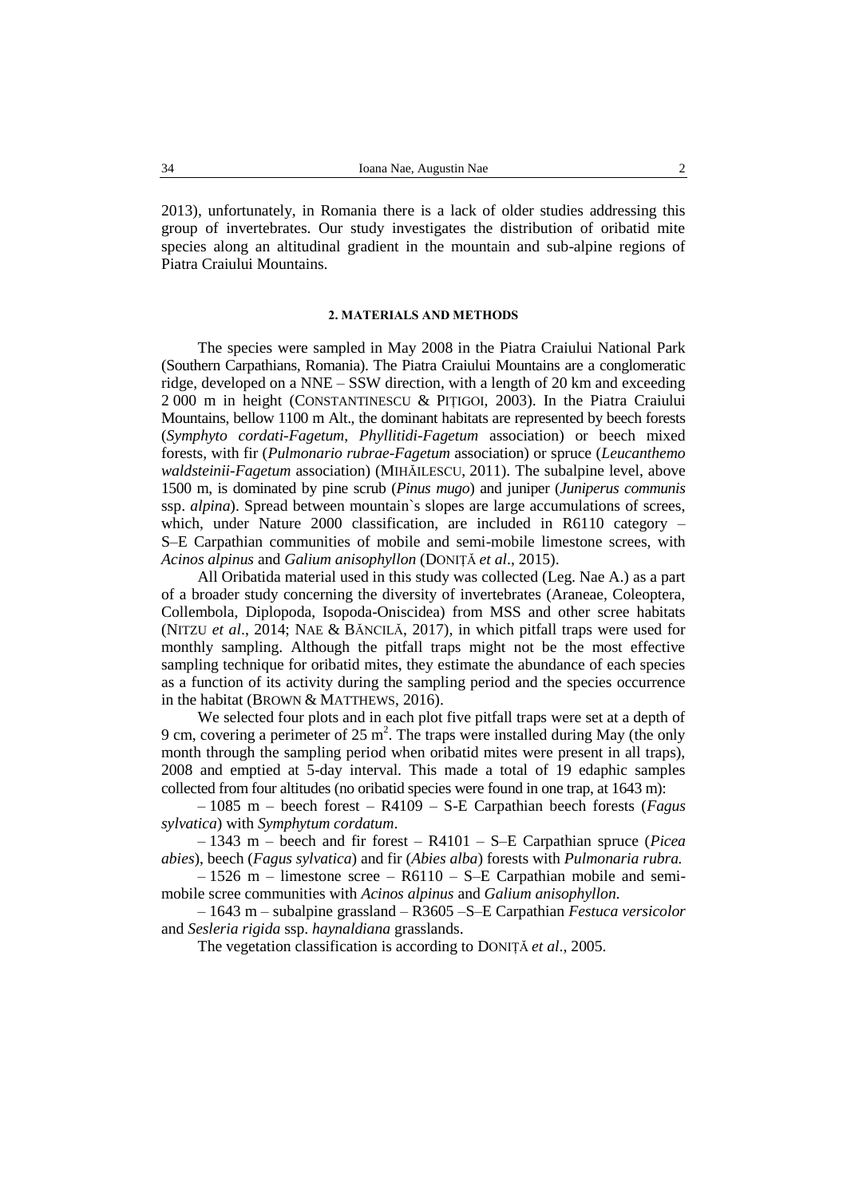2013), unfortunately, in Romania there is a lack of older studies addressing this group of invertebrates. Our study investigates the distribution of oribatid mite species along an altitudinal gradient in the mountain and sub-alpine regions of Piatra Craiului Mountains.

## 2. MATERIALS AND METHODS

The species were sampled in May 2008 in the Piatra Craiului National Park (Southern Carpathians, Romania). The Piatra Craiului Mountains are a conglomeratic ridge, developed on a NNE – SSW direction, with a length of 20 km and exceeding 2 000 m in height (CONSTANTINESCU & PIȚIGOI, 2003). In the Piatra Craiului Mountains, bellow 1100 m Alt., the dominant habitats are represented by beech forests (*Symphyto cordati-Fagetum*, *Phyllitidi-Fagetum* association) or beech mixed forests, with fir (*Pulmonario rubrae-Fagetum* association) or spruce (*Leucanthemo waldsteinii-Fagetum* association) (MIHĂILESCU, 2011). The subalpine level, above 1500 m, is dominated by pine scrub (*Pinus mugo*) and juniper (*Juniperus communis* ssp. *alpina*). Spread between mountain`s slopes are large accumulations of screes, which, under Nature 2000 classification, are included in R6110 category – S–E Carpathian communities of mobile and semi-mobile limestone screes, with *Acinos alpinus* and *Galium anisophyllon* (DONIȚĂ *et al*., 2015).

All Oribatida material used in this study was collected (Leg. Nae A.) as a part of a broader study concerning the diversity of invertebrates (Araneae, Coleoptera, Collembola, Diplopoda, Isopoda-Oniscidea) from MSS and other scree habitats (NITZU *et al*., 2014; NAE & BĂNCILĂ, 2017), in which pitfall traps were used for monthly sampling. Although the pitfall traps might not be the most effective sampling technique for oribatid mites, they estimate the abundance of each species as a function of its activity during the sampling period and the species occurrence in the habitat (BROWN & MATTHEWS, 2016).

We selected four plots and in each plot five pitfall traps were set at a depth of 9 cm, covering a perimeter of 25 $m^2$. The traps were installed during May (the only month through the sampling period when oribatid mites were present in all traps), 2008 and emptied at 5-day interval. This made a total of 19 edaphic samples collected from four altitudes (no oribatid species were found in one trap, at 1643 m):

– 1085 m – beech forest – R4109 – S-E Carpathian beech forests (*Fagus sylvatica*) with *Symphytum cordatum*.

– 1343 m – beech and fir forest – R4101 – S–E Carpathian spruce (*Picea abies*), beech (*Fagus sylvatica*) and fir (*Abies alba*) forests with *Pulmonaria rubra.*

– 1526 m – limestone scree – R6110 – S–E Carpathian mobile and semi-mobile scree communities with *Acinos alpinus* and *Galium anisophyllon*.

– 1643 m – subalpine grassland – R3605 –S–E Carpathian *Festuca versicolor* and *Sesleria rigida* ssp. *haynaldiana* grasslands.

The vegetation classification is according to DONIȚĂ *et al*., 2005.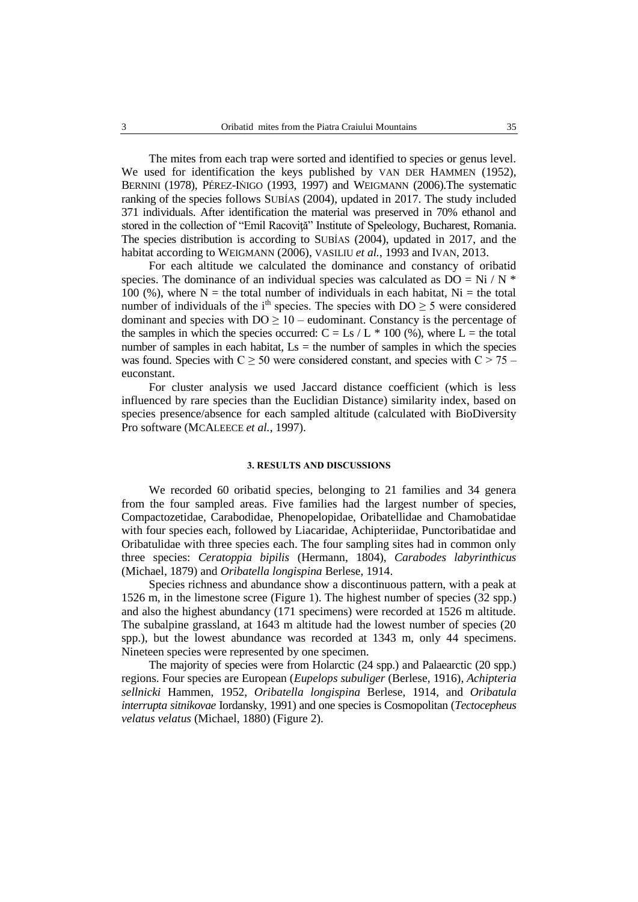The mites from each trap were sorted and identified to species or genus level. We used for identification the keys published by VAN DER HAMMEN (1952), BERNINI (1978), PÉREZ-IÑIGO (1993, 1997) and WEIGMANN (2006).The systematic ranking of the species follows SUBÍAS (2004), updated in 2017. The study included 371 individuals. After identification the material was preserved in 70% ethanol and stored in the collection of "Emil Racoviță" Institute of Speleology, Bucharest, Romania. The species distribution is according to SUBÍAS (2004), updated in 2017, and the habitat according to WEIGMANN (2006), VASILIU *et al.*, 1993 and IVAN, 2013.

For each altitude we calculated the dominance and constancy of oribatid species. The dominance of an individual species was calculated as $DO = Ni / N * 100$ (%), where N = the total number of individuals in each habitat, Ni = the total number of individuals of the $i^{th}$ species. The species with $DO \geq 5$ were considered dominant and species with $DO \geq 10$ – eudominant. Constancy is the percentage of the samples in which the species occurred: $C = Ls / L * 100$ (%), where L = the total number of samples in each habitat, Ls = the number of samples in which the species was found. Species with $C \geq 50$ were considered constant, and species with $C > 75$ – euconstant.

For cluster analysis we used Jaccard distance coefficient (which is less influenced by rare species than the Euclidian Distance) similarity index, based on species presence/absence for each sampled altitude (calculated with BioDiversity Pro software (MCALEECE *et al.*, 1997).

## 3. RESULTS AND DISCUSSIONS

We recorded 60 oribatid species, belonging to 21 families and 34 genera from the four sampled areas. Five families had the largest number of species, Compactozetidae, Carabodidae, Phenopelopidae, Oribatellidae and Chamobatidae with four species each, followed by Liacaridae, Achipteriidae, Punctoribatidae and Oribatulidae with three species each. The four sampling sites had in common only three species: *Ceratoppia bipilis* (Hermann, 1804), *Carabodes labyrinthicus* (Michael, 1879) and *Oribatella longispina* Berlese, 1914.

Species richness and abundance show a discontinuous pattern, with a peak at 1526 m, in the limestone scree (Figure 1). The highest number of species (32 spp.) and also the highest abundancy (171 specimens) were recorded at 1526 m altitude. The subalpine grassland, at 1643 m altitude had the lowest number of species (20 spp.), but the lowest abundance was recorded at 1343 m, only 44 specimens. Nineteen species were represented by one specimen.

The majority of species were from Holarctic (24 spp.) and Palaearctic (20 spp.) regions. Four species are European (*Eupelops subuliger* (Berlese, 1916), *Achipteria sellnicki* Hammen, 1952, *Oribatella longispina* Berlese, 1914, and *Oribatula interrupta sitnikovae* Iordansky, 1991) and one species is Cosmopolitan (*Tectocepheus velatus velatus* (Michael, 1880) (Figure 2).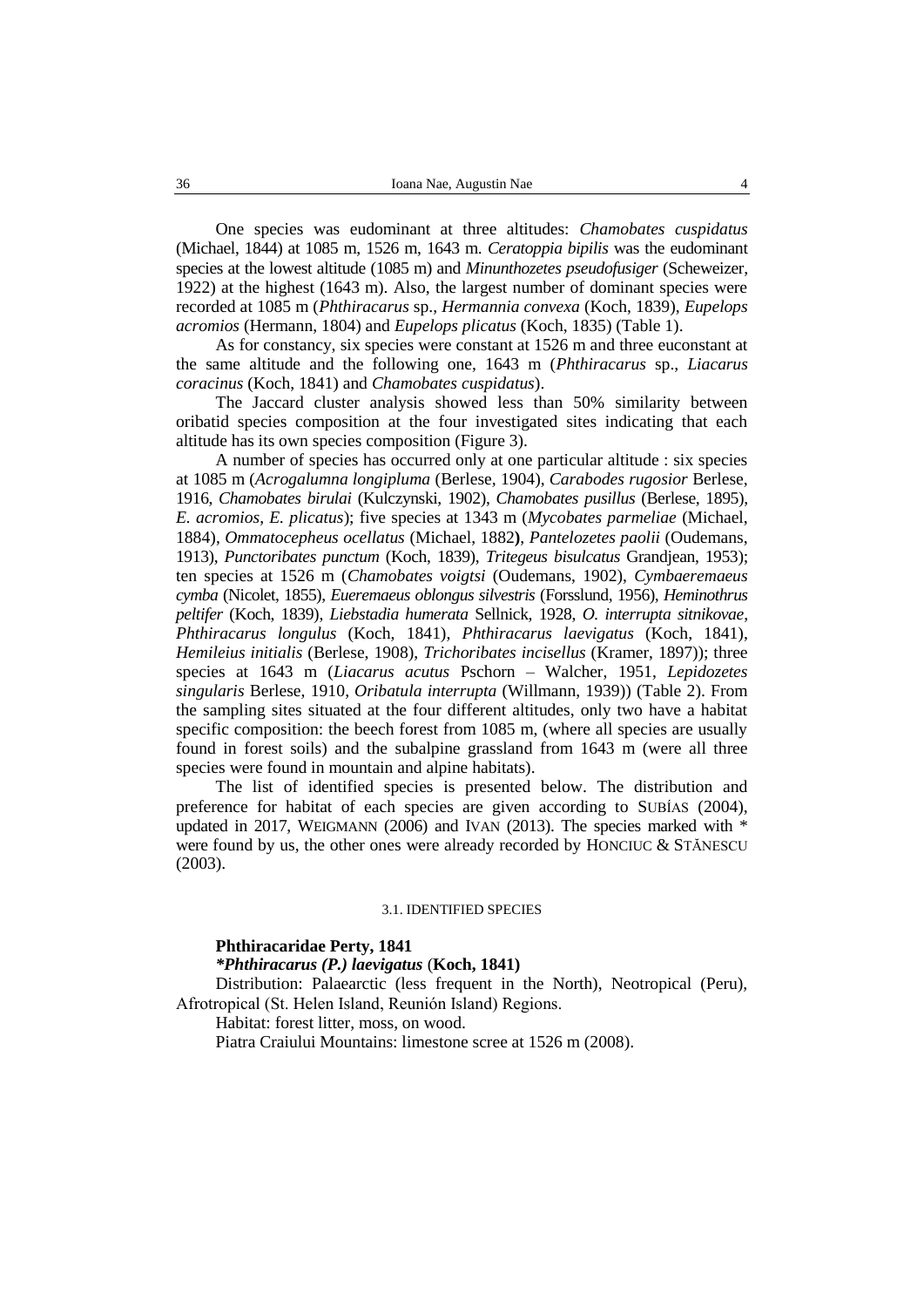One species was eudominant at three altitudes: *Chamobates cuspidatus* (Michael, 1844) at 1085 m, 1526 m, 1643 m. *Ceratoppia bipilis* was the eudominant species at the lowest altitude (1085 m) and *Minunthozetes pseudofusiger* (Scheweizer, 1922) at the highest (1643 m). Also, the largest number of dominant species were recorded at 1085 m (*Phthiracarus* sp., *Hermannia convexa* (Koch, 1839), *Eupelops acromios* (Hermann, 1804) and *Eupelops plicatus* (Koch, 1835) (Table 1).

As for constancy, six species were constant at 1526 m and three euconstant at the same altitude and the following one, 1643 m (*Phthiracarus* sp., *Liacarus coracinus* (Koch, 1841) and *Chamobates cuspidatus*).

The Jaccard cluster analysis showed less than 50% similarity between oribatid species composition at the four investigated sites indicating that each altitude has its own species composition (Figure 3).

A number of species has occurred only at one particular altitude : six species at 1085 m (*Acrogalumna longipluma* (Berlese, 1904), *Carabodes rugosior* Berlese, 1916, *Chamobates birulai* (Kulczynski, 1902), *Chamobates pusillus* (Berlese, 1895), *E. acromios*, *E. plicatus*); five species at 1343 m (*Mycobates parmeliae* (Michael, 1884), *Ommatocepheus ocellatus* (Michael, 1882**)**, *Pantelozetes paolii* (Oudemans, 1913), *Punctoribates punctum* (Koch, 1839), *Tritegeus bisulcatus* Grandjean, 1953); ten species at 1526 m (*Chamobates voigtsi* (Oudemans, 1902), *Cymbaeremaeus cymba* (Nicolet, 1855), *Eueremaeus oblongus silvestris* (Forsslund, 1956), *Heminothrus peltifer* (Koch, 1839), *Liebstadia humerata* Sellnick, 1928, *O. interrupta sitnikovae*, *Phthiracarus longulus* (Koch, 1841), *Phthiracarus laevigatus* (Koch, 1841), *Hemileius initialis* (Berlese, 1908), *Trichoribates incisellus* (Kramer, 1897)); three species at 1643 m (*Liacarus acutus* Pschorn – Walcher, 1951, *Lepidozetes singularis* Berlese, 1910, *Oribatula interrupta* (Willmann, 1939)) (Table 2). From the sampling sites situated at the four different altitudes, only two have a habitat specific composition: the beech forest from 1085 m, (where all species are usually found in forest soils) and the subalpine grassland from 1643 m (were all three species were found in mountain and alpine habitats).

The list of identified species is presented below. The distribution and preference for habitat of each species are given according to SUBÍAS (2004), updated in 2017, WEIGMANN (2006) and IVAN (2013). The species marked with * were found by us, the other ones were already recorded by HONCIUC & STĂNESCU (2003).

### 3.1. IDENTIFIED SPECIES

**Phthiracaridae Perty, 1841**

***Phthiracarus (P.) laevigatus* (Koch, 1841)**

Distribution: Palaearctic (less frequent in the North), Neotropical (Peru), Afrotropical (St. Helen Island, Reunión Island) Regions.

Habitat: forest litter, moss, on wood.

Piatra Craiului Mountains: limestone scree at 1526 m (2008).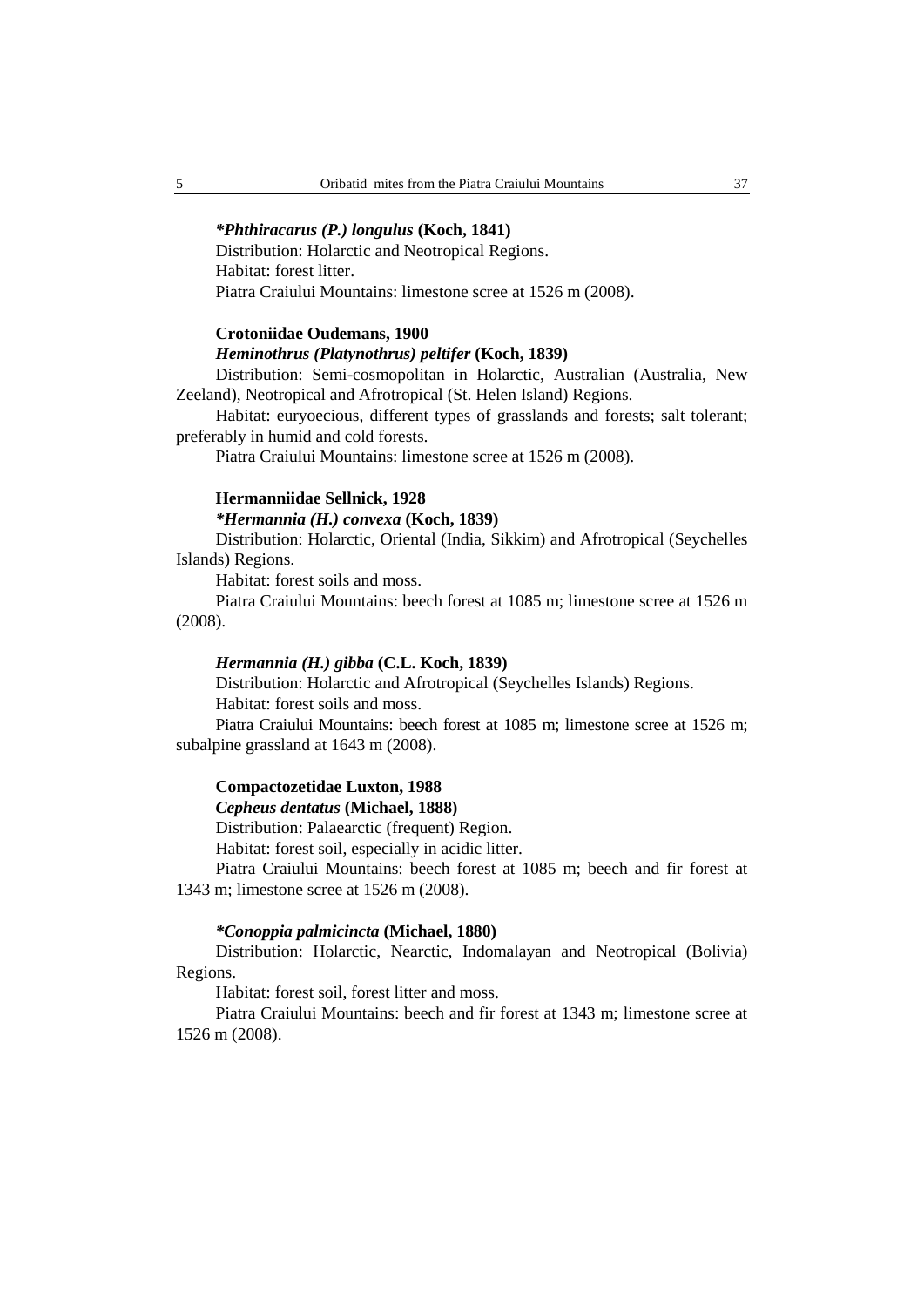***Phthiracarus (P.) longulus* (Koch, 1841)**

Distribution: Holarctic and Neotropical Regions.

Habitat: forest litter.

Piatra Craiului Mountains: limestone scree at 1526 m (2008).

**Crotoniidae Oudemans, 1900**

***Heminothrus (Platynothrus) peltifer* (Koch, 1839)**

Distribution: Semi-cosmopolitan in Holarctic, Australian (Australia, New Zeeland), Neotropical and Afrotropical (St. Helen Island) Regions.

Habitat: euryoecious, different types of grasslands and forests; salt tolerant; preferably in humid and cold forests.

Piatra Craiului Mountains: limestone scree at 1526 m (2008).

**Hermanniidae Sellnick, 1928**

***Hermannia (H.) convexa* (Koch, 1839)**

Distribution: Holarctic, Oriental (India, Sikkim) and Afrotropical (Seychelles Islands) Regions.

Habitat: forest soils and moss.

Piatra Craiului Mountains: beech forest at 1085 m; limestone scree at 1526 m (2008).

***Hermannia (H.) gibba* (C.L. Koch, 1839)**

Distribution: Holarctic and Afrotropical (Seychelles Islands) Regions.

Habitat: forest soils and moss.

Piatra Craiului Mountains: beech forest at 1085 m; limestone scree at 1526 m; subalpine grassland at 1643 m (2008).

**Compactozetidae Luxton, 1988**

***Cepheus dentatus* (Michael, 1888)**

Distribution: Palaearctic (frequent) Region.

Habitat: forest soil, especially in acidic litter.

Piatra Craiului Mountains: beech forest at 1085 m; beech and fir forest at 1343 m; limestone scree at 1526 m (2008).

***Conoppia palmicincta* (Michael, 1880)**

Distribution: Holarctic, Nearctic, Indomalayan and Neotropical (Bolivia) Regions.

Habitat: forest soil, forest litter and moss.

Piatra Craiului Mountains: beech and fir forest at 1343 m; limestone scree at 1526 m (2008).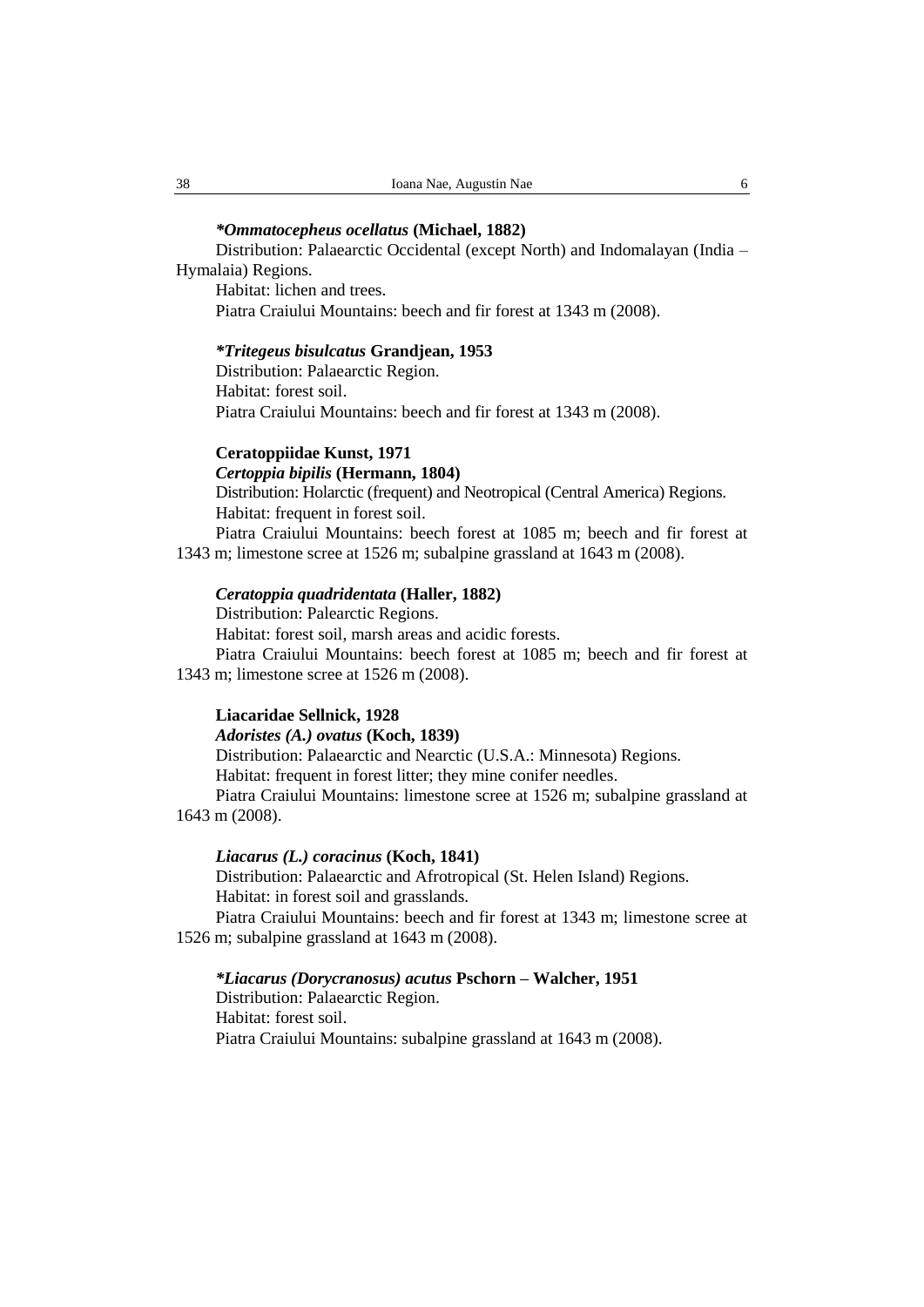***Ommatocepheus ocellatus* (Michael, 1882)**

Distribution: Palaearctic Occidental (except North) and Indomalayan (India – Hymalaia) Regions.

Habitat: lichen and trees.

Piatra Craiului Mountains: beech and fir forest at 1343 m (2008).

***Tritegeus bisulcatus* Grandjean, 1953**

Distribution: Palaearctic Region.

Habitat: forest soil.

Piatra Craiului Mountains: beech and fir forest at 1343 m (2008).

**Ceratoppiidae Kunst, 1971**

***Certoppia bipilis* (Hermann, 1804)**

Distribution: Holarctic (frequent) and Neotropical (Central America) Regions.

Habitat: frequent in forest soil.

Piatra Craiului Mountains: beech forest at 1085 m; beech and fir forest at 1343 m; limestone scree at 1526 m; subalpine grassland at 1643 m (2008).

***Ceratoppia quadridentata* (Haller, 1882)**

Distribution: Palearctic Regions.

Habitat: forest soil, marsh areas and acidic forests.

Piatra Craiului Mountains: beech forest at 1085 m; beech and fir forest at 1343 m; limestone scree at 1526 m (2008).

**Liacaridae Sellnick, 1928**

***Adoristes (A.) ovatus* (Koch, 1839)**

Distribution: Palaearctic and Nearctic (U.S.A.: Minnesota) Regions.

Habitat: frequent in forest litter; they mine conifer needles.

Piatra Craiului Mountains: limestone scree at 1526 m; subalpine grassland at 1643 m (2008).

***Liacarus (L.) coracinus* (Koch, 1841)**

Distribution: Palaearctic and Afrotropical (St. Helen Island) Regions.

Habitat: in forest soil and grasslands.

Piatra Craiului Mountains: beech and fir forest at 1343 m; limestone scree at 1526 m; subalpine grassland at 1643 m (2008).

***Liacarus (Dorycranosus) acutus* Pschorn – Walcher, 1951**

Distribution: Palaearctic Region.

Habitat: forest soil.

Piatra Craiului Mountains: subalpine grassland at 1643 m (2008).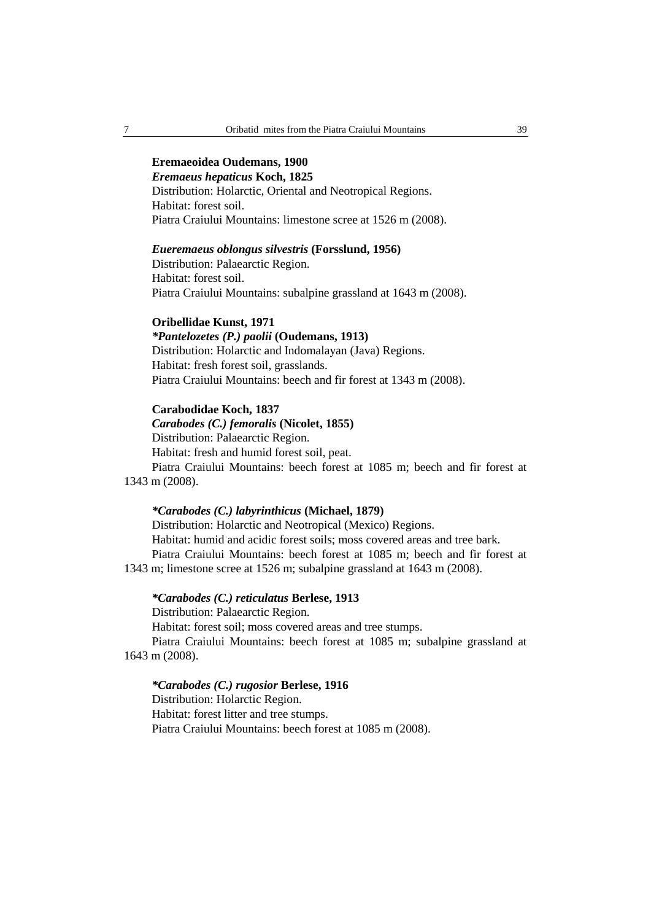**Eremaeoidea Oudemans, 1900**

***Eremaeus hepaticus*** **Koch, 1825**

Distribution: Holarctic, Oriental and Neotropical Regions.

Habitat: forest soil.

Piatra Craiului Mountains: limestone scree at 1526 m (2008).

***Eueremaeus oblongus silvestris*** **(Forsslund, 1956)**

Distribution: Palaearctic Region.

Habitat: forest soil.

Piatra Craiului Mountains: subalpine grassland at 1643 m (2008).

**Oribellidae Kunst, 1971**

***\*Pantelozetes (P.) paolii*** **(Oudemans, 1913)**

Distribution: Holarctic and Indomalayan (Java) Regions.

Habitat: fresh forest soil, grasslands.

Piatra Craiului Mountains: beech and fir forest at 1343 m (2008).

**Carabodidae Koch, 1837**

***Carabodes (C.) femoralis*** **(Nicolet, 1855)**

Distribution: Palaearctic Region.

Habitat: fresh and humid forest soil, peat.

Piatra Craiului Mountains: beech forest at 1085 m; beech and fir forest at 1343 m (2008).

***\*Carabodes (C.) labyrinthicus*** **(Michael, 1879)**

Distribution: Holarctic and Neotropical (Mexico) Regions.

Habitat: humid and acidic forest soils; moss covered areas and tree bark.

Piatra Craiului Mountains: beech forest at 1085 m; beech and fir forest at 1343 m; limestone scree at 1526 m; subalpine grassland at 1643 m (2008).

***\*Carabodes (C.) reticulatus*** **Berlese, 1913**

Distribution: Palaearctic Region.

Habitat: forest soil; moss covered areas and tree stumps.

Piatra Craiului Mountains: beech forest at 1085 m; subalpine grassland at 1643 m (2008).

***\*Carabodes (C.) rugosior*** **Berlese, 1916**

Distribution: Holarctic Region.

Habitat: forest litter and tree stumps.

Piatra Craiului Mountains: beech forest at 1085 m (2008).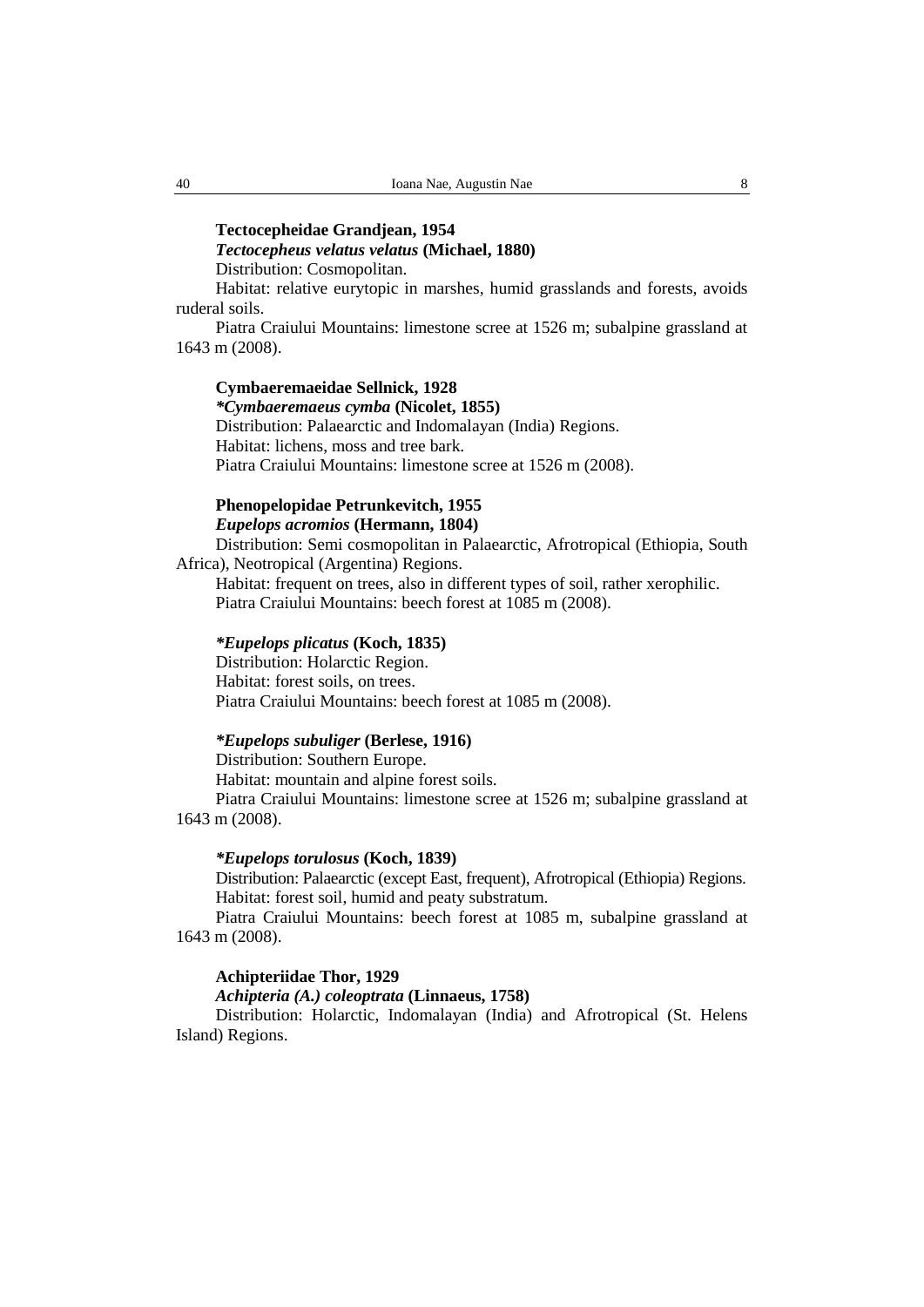**Tectocepheidae Grandjean, 1954**

***Tectocepheus velatus velatus* (Michael, 1880)**

Distribution: Cosmopolitan.

Habitat: relative eurytopic in marshes, humid grasslands and forests, avoids ruderal soils.

Piatra Craiului Mountains: limestone scree at 1526 m; subalpine grassland at 1643 m (2008).

**Cymbaeremaeidae Sellnick, 1928**

***\*Cymbaeremaeus cymba* (Nicolet, 1855)**

Distribution: Palaearctic and Indomalayan (India) Regions.

Habitat: lichens, moss and tree bark.

Piatra Craiului Mountains: limestone scree at 1526 m (2008).

**Phenopelopidae Petrunkevitch, 1955**

***Eupelops acromios* (Hermann, 1804)**

Distribution: Semi cosmopolitan in Palaearctic, Afrotropical (Ethiopia, South Africa), Neotropical (Argentina) Regions.

Habitat: frequent on trees, also in different types of soil, rather xerophilic.

Piatra Craiului Mountains: beech forest at 1085 m (2008).

***\*Eupelops plicatus* (Koch, 1835)**

Distribution: Holarctic Region.

Habitat: forest soils, on trees.

Piatra Craiului Mountains: beech forest at 1085 m (2008).

***\*Eupelops subuliger* (Berlese, 1916)**

Distribution: Southern Europe.

Habitat: mountain and alpine forest soils.

Piatra Craiului Mountains: limestone scree at 1526 m; subalpine grassland at 1643 m (2008).

***\*Eupelops torulosus* (Koch, 1839)**

Distribution: Palaearctic (except East, frequent), Afrotropical (Ethiopia) Regions.

Habitat: forest soil, humid and peaty substratum.

Piatra Craiului Mountains: beech forest at 1085 m, subalpine grassland at 1643 m (2008).

**Achipteriidae Thor, 1929**

***Achipteria (A.) coleoptrata* (Linnaeus, 1758)**

Distribution: Holarctic, Indomalayan (India) and Afrotropical (St. Helens Island) Regions.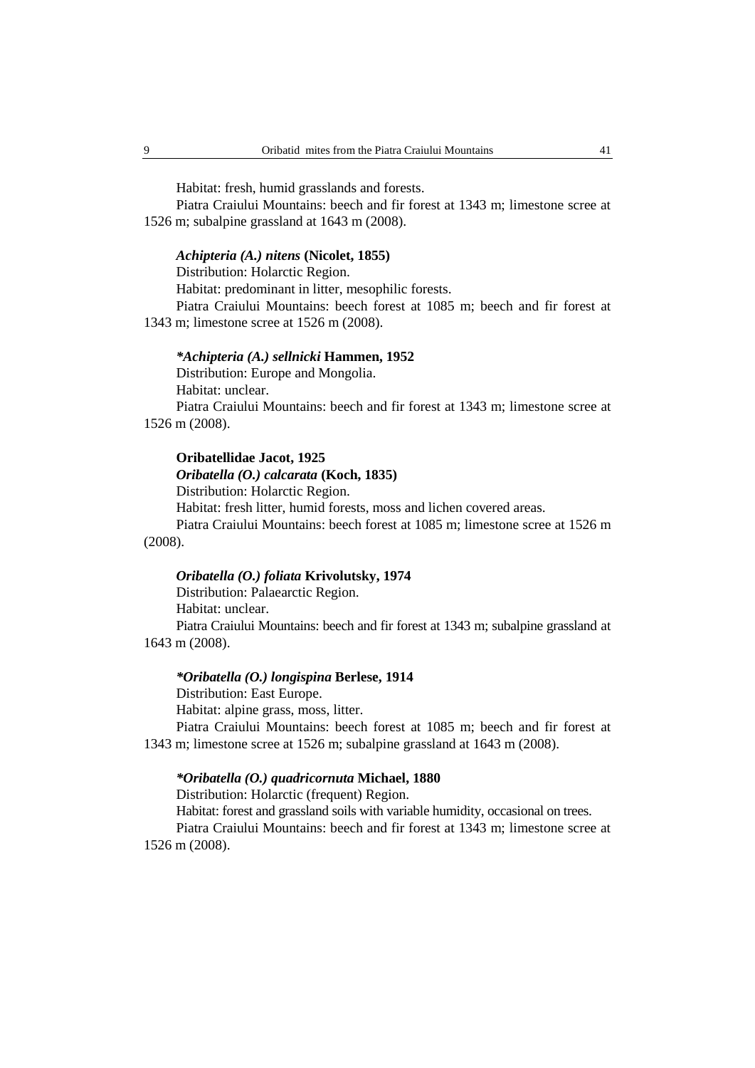Habitat: fresh, humid grasslands and forests.

Piatra Craiului Mountains: beech and fir forest at 1343 m; limestone scree at 1526 m; subalpine grassland at 1643 m (2008).

***Achipteria (A.) nitens* (Nicolet, 1855)**

Distribution: Holarctic Region.

Habitat: predominant in litter, mesophilic forests.

Piatra Craiului Mountains: beech forest at 1085 m; beech and fir forest at 1343 m; limestone scree at 1526 m (2008).

***\*Achipteria (A.) sellnicki* Hammen, 1952**

Distribution: Europe and Mongolia.

Habitat: unclear.

Piatra Craiului Mountains: beech and fir forest at 1343 m; limestone scree at 1526 m (2008).

**Oribatellidae Jacot, 1925**

***Oribatella (O.) calcarata* (Koch, 1835)**

Distribution: Holarctic Region.

Habitat: fresh litter, humid forests, moss and lichen covered areas.

Piatra Craiului Mountains: beech forest at 1085 m; limestone scree at 1526 m (2008).

***Oribatella (O.) foliata* Krivolutsky, 1974**

Distribution: Palaearctic Region.

Habitat: unclear.

Piatra Craiului Mountains: beech and fir forest at 1343 m; subalpine grassland at 1643 m (2008).

***\*Oribatella (O.) longispina* Berlese, 1914**

Distribution: East Europe.

Habitat: alpine grass, moss, litter.

Piatra Craiului Mountains: beech forest at 1085 m; beech and fir forest at 1343 m; limestone scree at 1526 m; subalpine grassland at 1643 m (2008).

***\*Oribatella (O.) quadricornuta* Michael, 1880**

Distribution: Holarctic (frequent) Region.

Habitat: forest and grassland soils with variable humidity, occasional on trees.

Piatra Craiului Mountains: beech and fir forest at 1343 m; limestone scree at 1526 m (2008).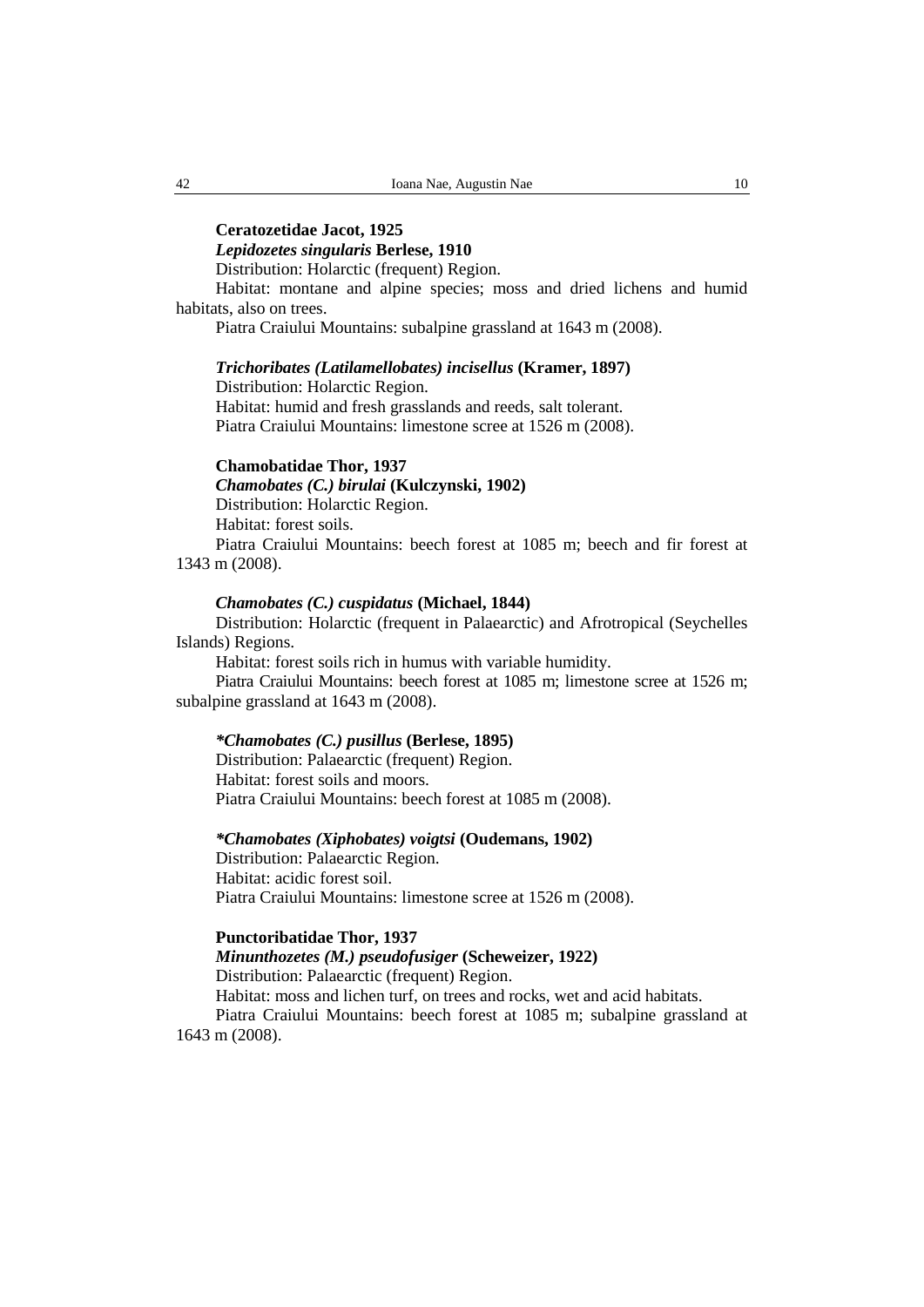**Ceratozetidae Jacot, 1925**

***Lepidozetes singularis* Berlese, 1910**

Distribution: Holarctic (frequent) Region.

Habitat: montane and alpine species; moss and dried lichens and humid habitats, also on trees.

Piatra Craiului Mountains: subalpine grassland at 1643 m (2008).

***Trichoribates (Latilamellobates) incisellus* (Kramer, 1897)**

Distribution: Holarctic Region.

Habitat: humid and fresh grasslands and reeds, salt tolerant.

Piatra Craiului Mountains: limestone scree at 1526 m (2008).

**Chamobatidae Thor, 1937**

***Chamobates (C.) birulai* (Kulczynski, 1902)**

Distribution: Holarctic Region.

Habitat: forest soils.

Piatra Craiului Mountains: beech forest at 1085 m; beech and fir forest at 1343 m (2008).

***Chamobates (C.) cuspidatus* (Michael, 1844)**

Distribution: Holarctic (frequent in Palaearctic) and Afrotropical (Seychelles Islands) Regions.

Habitat: forest soils rich in humus with variable humidity.

Piatra Craiului Mountains: beech forest at 1085 m; limestone scree at 1526 m; subalpine grassland at 1643 m (2008).

***\*Chamobates (C.) pusillus* (Berlese, 1895)**

Distribution: Palaearctic (frequent) Region.

Habitat: forest soils and moors.

Piatra Craiului Mountains: beech forest at 1085 m (2008).

***\*Chamobates (Xiphobates) voigtsi* (Oudemans, 1902)**

Distribution: Palaearctic Region.

Habitat: acidic forest soil.

Piatra Craiului Mountains: limestone scree at 1526 m (2008).

**Punctoribatidae Thor, 1937**

***Minunthozetes (M.) pseudofusiger* (Scheweizer, 1922)**

Distribution: Palaearctic (frequent) Region.

Habitat: moss and lichen turf, on trees and rocks, wet and acid habitats.

Piatra Craiului Mountains: beech forest at 1085 m; subalpine grassland at 1643 m (2008).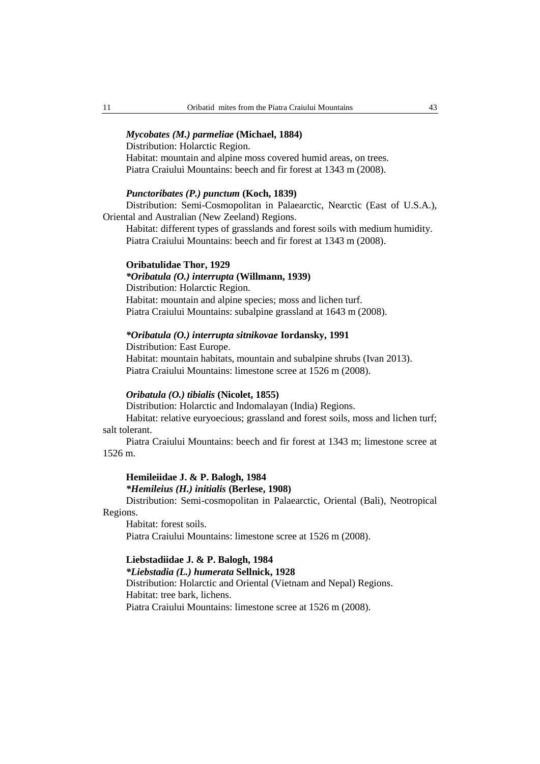***Mycobates (M.) parmeliae*** **(Michael, 1884)**

Distribution: Holarctic Region.

Habitat: mountain and alpine moss covered humid areas, on trees.

Piatra Craiului Mountains: beech and fir forest at 1343 m (2008).

***Punctoribates (P.) punctum*** **(Koch, 1839)**

Distribution: Semi-Cosmopolitan in Palaearctic, Nearctic (East of U.S.A.), Oriental and Australian (New Zeeland) Regions.

Habitat: different types of grasslands and forest soils with medium humidity.

Piatra Craiului Mountains: beech and fir forest at 1343 m (2008).

**Oribatulidae Thor, 1929**

***\*Oribatula (O.) interrupta*** **(Willmann, 1939)**

Distribution: Holarctic Region.

Habitat: mountain and alpine species; moss and lichen turf.

Piatra Craiului Mountains: subalpine grassland at 1643 m (2008).

***\*Oribatula (O.) interrupta sitnikovae*** **Iordansky, 1991**

Distribution: East Europe.

Habitat: mountain habitats, mountain and subalpine shrubs (Ivan 2013).

Piatra Craiului Mountains: limestone scree at 1526 m (2008).

***Oribatula (O.) tibialis*** **(Nicolet, 1855)**

Distribution: Holarctic and Indomalayan (India) Regions.

Habitat: relative euryoecious; grassland and forest soils, moss and lichen turf; salt tolerant.

Piatra Craiului Mountains: beech and fir forest at 1343 m; limestone scree at 1526 m.

**Hemileiidae J. & P. Balogh, 1984**

***\*Hemileius (H.) initialis*** **(Berlese, 1908)**

Distribution: Semi-cosmopolitan in Palaearctic, Oriental (Bali), Neotropical Regions.

Habitat: forest soils.

Piatra Craiului Mountains: limestone scree at 1526 m (2008).

**Liebstadiidae J. & P. Balogh, 1984**

***\*Liebstadia (L.) humerata*** **Sellnick, 1928**

Distribution: Holarctic and Oriental (Vietnam and Nepal) Regions.

Habitat: tree bark, lichens.

Piatra Craiului Mountains: limestone scree at 1526 m (2008).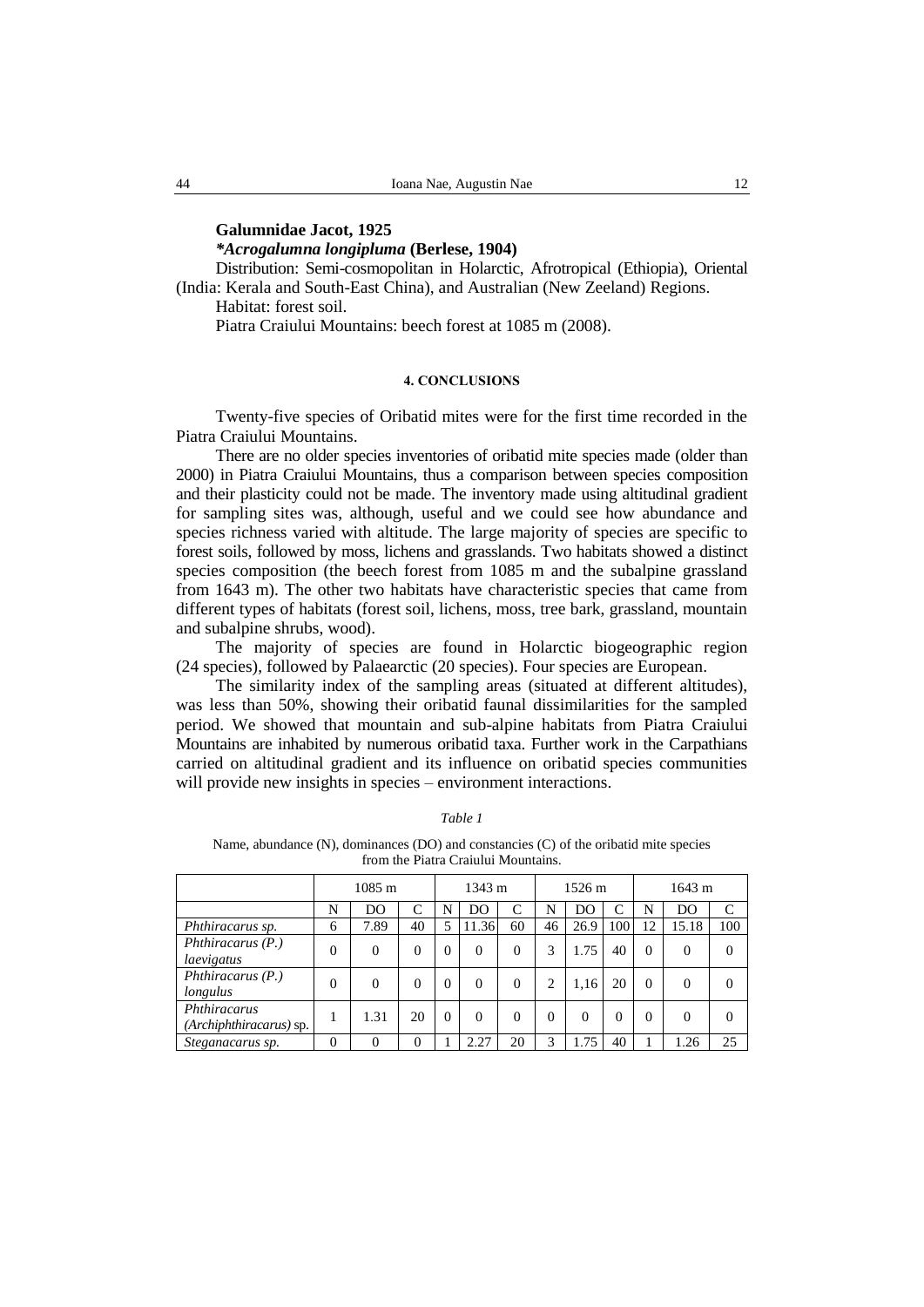**Galumnidae Jacot, 1925**

***Acrogalumna longipluma* (Berlese, 1904)**

Distribution: Semi-cosmopolitan in Holarctic, Afrotropical (Ethiopia), Oriental (India: Kerala and South-East China), and Australian (New Zeeland) Regions.

Habitat: forest soil.

Piatra Craiului Mountains: beech forest at 1085 m (2008).

## 4. CONCLUSIONS

Twenty-five species of Oribatid mites were for the first time recorded in the Piatra Craiului Mountains.

There are no older species inventories of oribatid mite species made (older than 2000) in Piatra Craiului Mountains, thus a comparison between species composition and their plasticity could not be made. The inventory made using altitudinal gradient for sampling sites was, although, useful and we could see how abundance and species richness varied with altitude. The large majority of species are specific to forest soils, followed by moss, lichens and grasslands. Two habitats showed a distinct species composition (the beech forest from 1085 m and the subalpine grassland from 1643 m). The other two habitats have characteristic species that came from different types of habitats (forest soil, lichens, moss, tree bark, grassland, mountain and subalpine shrubs, wood).

The majority of species are found in Holarctic biogeographic region (24 species), followed by Palaearctic (20 species). Four species are European.

The similarity index of the sampling areas (situated at different altitudes), was less than 50%, showing their oribatid faunal dissimilarities for the sampled period. We showed that mountain and sub-alpine habitats from Piatra Craiului Mountains are inhabited by numerous oribatid taxa. Further work in the Carpathians carried on altitudinal gradient and its influence on oribatid species communities will provide new insights in species – environment interactions.

*Table 1*

Name, abundance (N), dominances (DO) and constancies (C) of the oribatid mite species from the Piatra Craiului Mountains.

| | 1085 m | | | 1343 m | | | 1526 m | | | 1643 m | | |
|---|---|---|---|---|---|---|---|---|---|---|---|---|
| | N | DO | C | N | DO | C | N | DO | C | N | DO | C |
| *Phthiracarus sp.* | 6 | 7.89 | 40 | 5 | 11.36 | 60 | 46 | 26.9 | 100 | 12 | 15.18 | 100 |
| *Phthiracarus (P.) laevigatus* | 0 | 0 | 0 | 0 | 0 | 0 | 3 | 1.75 | 40 | 0 | 0 | 0 |
| *Phthiracarus (P.) longulus* | 0 | 0 | 0 | 0 | 0 | 0 | 2 | 1,16 | 20 | 0 | 0 | 0 |
| *Phthiracarus (Archiphthiracarus)* sp. | 1 | 1.31 | 20 | 0 | 0 | 0 | 0 | 0 | 0 | 0 | 0 | 0 |
| *Steganacarus sp.* | 0 | 0 | 0 | 1 | 2.27 | 20 | 3 | 1.75 | 40 | 1 | 1.26 | 25 |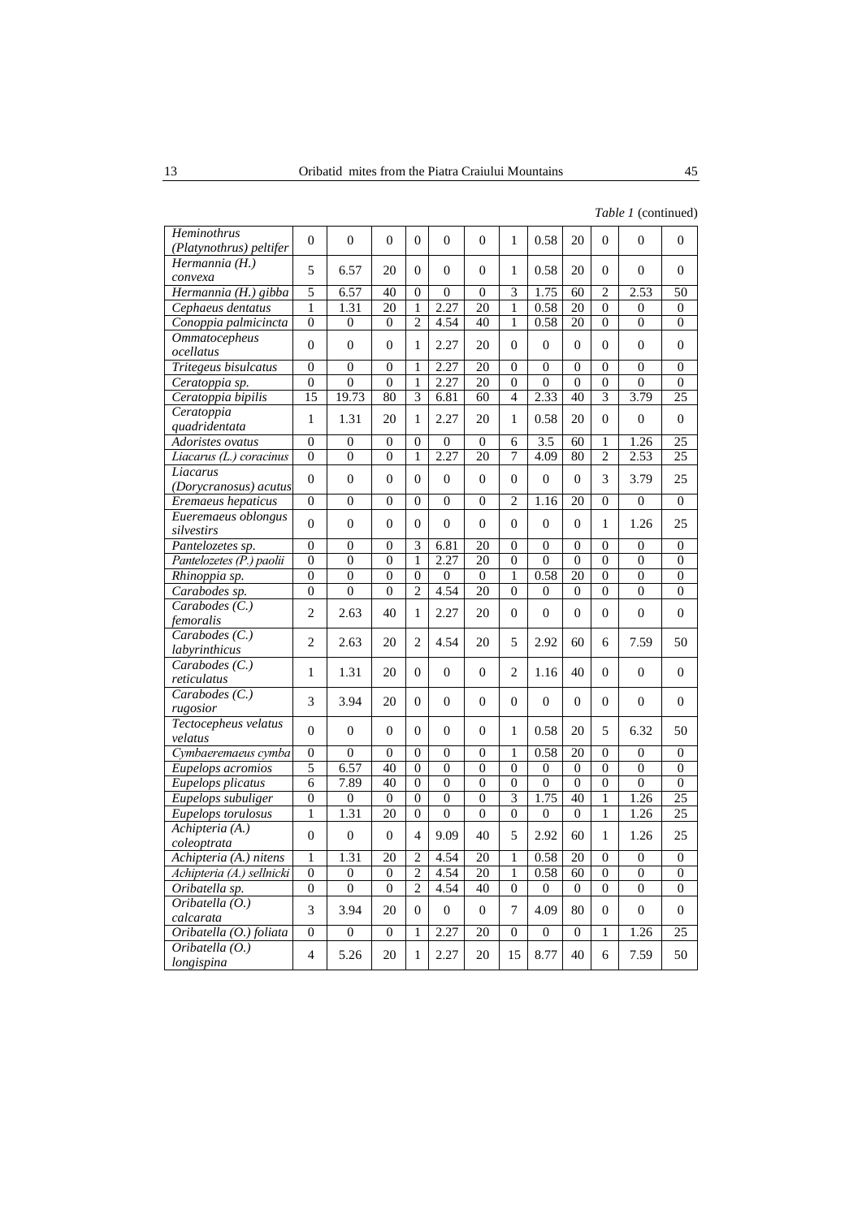*Table 1* (continued)

| | | | | | | | | | | | | |
|---|---|---|---|---|---|---|---|---|---|---|---|---|
| *Heminothrus (Platynothrus) peltifer* | 0 | 0 | 0 | 0 | 0 | 0 | 1 | 0.58 | 20 | 0 | 0 | 0 |
| *Hermannia (H.) convexa* | 5 | 6.57 | 20 | 0 | 0 | 0 | 1 | 0.58 | 20 | 0 | 0 | 0 |
| *Hermannia (H.) gibba* | 5 | 6.57 | 40 | 0 | 0 | 0 | 3 | 1.75 | 60 | 2 | 2.53 | 50 |
| *Cephaeus dentatus* | 1 | 1.31 | 20 | 1 | 2.27 | 20 | 1 | 0.58 | 20 | 0 | 0 | 0 |
| *Conoppia palmicincta* | 0 | 0 | 0 | 2 | 4.54 | 40 | 1 | 0.58 | 20 | 0 | 0 | 0 |
| *Ommatocepheus ocellatus* | 0 | 0 | 0 | 1 | 2.27 | 20 | 0 | 0 | 0 | 0 | 0 | 0 |
| *Trітegeus bisulcatus* | 0 | 0 | 0 | 1 | 2.27 | 20 | 0 | 0 | 0 | 0 | 0 | 0 |
| *Ceratoppia sp.* | 0 | 0 | 0 | 1 | 2.27 | 20 | 0 | 0 | 0 | 0 | 0 | 0 |
| *Ceratoppia bipilis* | 15 | 19.73 | 80 | 3 | 6.81 | 60 | 4 | 2.33 | 40 | 3 | 3.79 | 25 |
| *Ceratoppia quadridentata* | 1 | 1.31 | 20 | 1 | 2.27 | 20 | 1 | 0.58 | 20 | 0 | 0 | 0 |
| *Adoristes ovatus* | 0 | 0 | 0 | 0 | 0 | 0 | 6 | 3.5 | 60 | 1 | 1.26 | 25 |
| *Liacarus (L.) coracinus* | 0 | 0 | 0 | 1 | 2.27 | 20 | 7 | 4.09 | 80 | 2 | 2.53 | 25 |
| *Liacarus (Dorycranosus) acutus* | 0 | 0 | 0 | 0 | 0 | 0 | 0 | 0 | 0 | 3 | 3.79 | 25 |
| *Eremaeus hepaticus* | 0 | 0 | 0 | 0 | 0 | 0 | 2 | 1.16 | 20 | 0 | 0 | 0 |
| *Eueremaeus oblongus silvestirs* | 0 | 0 | 0 | 0 | 0 | 0 | 0 | 0 | 0 | 1 | 1.26 | 25 |
| *Pantelozetes sp.* | 0 | 0 | 0 | 3 | 6.81 | 20 | 0 | 0 | 0 | 0 | 0 | 0 |
| *Pantelozetes (P.) paolii* | 0 | 0 | 0 | 1 | 2.27 | 20 | 0 | 0 | 0 | 0 | 0 | 0 |
| *Rhinoppia sp.* | 0 | 0 | 0 | 0 | 0 | 0 | 1 | 0.58 | 20 | 0 | 0 | 0 |
| *Carabodes sp.* | 0 | 0 | 0 | 2 | 4.54 | 20 | 0 | 0 | 0 | 0 | 0 | 0 |
| *Carabodes (C.) femoralis* | 2 | 2.63 | 40 | 1 | 2.27 | 20 | 0 | 0 | 0 | 0 | 0 | 0 |
| *Carabodes (C.) labyrinthicus* | 2 | 2.63 | 20 | 2 | 4.54 | 20 | 5 | 2.92 | 60 | 6 | 7.59 | 50 |
| *Carabodes (C.) reticulatus* | 1 | 1.31 | 20 | 0 | 0 | 0 | 2 | 1.16 | 40 | 0 | 0 | 0 |
| *Carabodes (C.) rugosior* | 3 | 3.94 | 20 | 0 | 0 | 0 | 0 | 0 | 0 | 0 | 0 | 0 |
| *Tectocepheus velatus velatus* | 0 | 0 | 0 | 0 | 0 | 0 | 1 | 0.58 | 20 | 5 | 6.32 | 50 |
| *Cymbaeremaeus cymba* | 0 | 0 | 0 | 0 | 0 | 0 | 1 | 0.58 | 20 | 0 | 0 | 0 |
| *Eupelops acromios* | 5 | 6.57 | 40 | 0 | 0 | 0 | 0 | 0 | 0 | 0 | 0 | 0 |
| *Eupelops plicatus* | 6 | 7.89 | 40 | 0 | 0 | 0 | 0 | 0 | 0 | 0 | 0 | 0 |
| *Eupelops subuliger* | 0 | 0 | 0 | 0 | 0 | 0 | 3 | 1.75 | 40 | 1 | 1.26 | 25 |
| *Eupelops torulosus* | 1 | 1.31 | 20 | 0 | 0 | 0 | 0 | 0 | 0 | 1 | 1.26 | 25 |
| *Achipteria (A.) coleoptrata* | 0 | 0 | 0 | 4 | 9.09 | 40 | 5 | 2.92 | 60 | 1 | 1.26 | 25 |
| *Achipteria (A.) nitens* | 1 | 1.31 | 20 | 2 | 4.54 | 20 | 1 | 0.58 | 20 | 0 | 0 | 0 |
| *Achipteria (A.) sellnicki* | 0 | 0 | 0 | 2 | 4.54 | 20 | 1 | 0.58 | 60 | 0 | 0 | 0 |
| *Oribatella sp.* | 0 | 0 | 0 | 2 | 4.54 | 40 | 0 | 0 | 0 | 0 | 0 | 0 |
| *Oribatella (O.) calcarata* | 3 | 3.94 | 20 | 0 | 0 | 0 | 7 | 4.09 | 80 | 0 | 0 | 0 |
| *Oribatella (O.) foliata* | 0 | 0 | 0 | 1 | 2.27 | 20 | 0 | 0 | 0 | 1 | 1.26 | 25 |
| *Oribatella (O.) longispina* | 4 | 5.26 | 20 | 1 | 2.27 | 20 | 15 | 8.77 | 40 | 6 | 7.59 | 50 |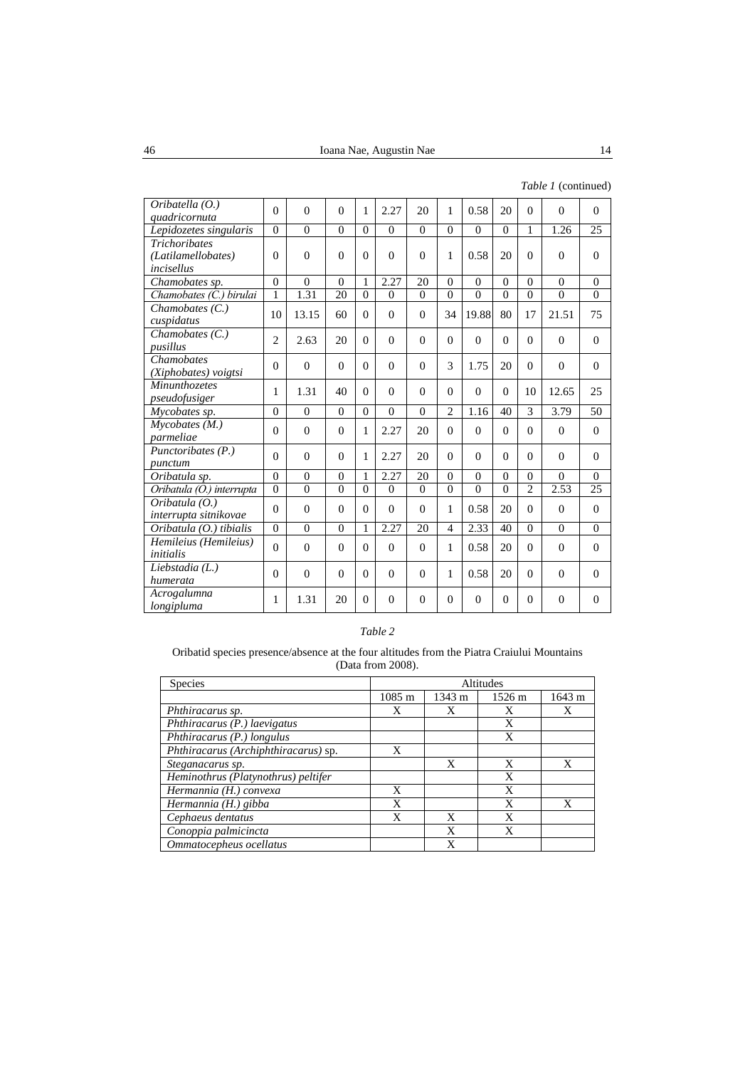*Table 1* (continued)

| | | | | | | | | | | | | |
|---|---|---|---|---|---|---|---|---|---|---|---|---|
| *Oribatella (O.) quadricornuta* | 0 | 0 | 0 | 1 | 2.27 | 20 | 1 | 0.58 | 20 | 0 | 0 | 0 |
| *Lepidozetes singularis* | 0 | 0 | 0 | 0 | 0 | 0 | 0 | 0 | 0 | 1 | 1.26 | 25 |
| *Trichoribates (Latilamellobates) incisellus* | 0 | 0 | 0 | 0 | 0 | 0 | 1 | 0.58 | 20 | 0 | 0 | 0 |
| *Chamobates sp.* | 0 | 0 | 0 | 1 | 2.27 | 20 | 0 | 0 | 0 | 0 | 0 | 0 |
| *Chamobates (C.) birulai* | 1 | 1.31 | 20 | 0 | 0 | 0 | 0 | 0 | 0 | 0 | 0 | 0 |
| *Chamobates (C.) cuspidatus* | 10 | 13.15 | 60 | 0 | 0 | 0 | 34 | 19.88 | 80 | 17 | 21.51 | 75 |
| *Chamobates (C.) pusillus* | 2 | 2.63 | 20 | 0 | 0 | 0 | 0 | 0 | 0 | 0 | 0 | 0 |
| *Chamobates (Xiphobates) voigtsi* | 0 | 0 | 0 | 0 | 0 | 0 | 3 | 1.75 | 20 | 0 | 0 | 0 |
| *Minunthozetes pseudofusiger* | 1 | 1.31 | 40 | 0 | 0 | 0 | 0 | 0 | 0 | 10 | 12.65 | 25 |
| *Mycobates sp.* | 0 | 0 | 0 | 0 | 0 | 0 | 2 | 1.16 | 40 | 3 | 3.79 | 50 |
| *Mycobates (M.) parmeliae* | 0 | 0 | 0 | 1 | 2.27 | 20 | 0 | 0 | 0 | 0 | 0 | 0 |
| *Punctoribates (P.) punctum* | 0 | 0 | 0 | 1 | 2.27 | 20 | 0 | 0 | 0 | 0 | 0 | 0 |
| *Oribatula sp.* | 0 | 0 | 0 | 1 | 2.27 | 20 | 0 | 0 | 0 | 0 | 0 | 0 |
| *Oribatula (O.) interrupta* | 0 | 0 | 0 | 0 | 0 | 0 | 0 | 0 | 0 | 2 | 2.53 | 25 |
| *Oribatula (O.) interrupta sitnikovae* | 0 | 0 | 0 | 0 | 0 | 0 | 1 | 0.58 | 20 | 0 | 0 | 0 |
| *Oribatula (O.) tibialis* | 0 | 0 | 0 | 1 | 2.27 | 20 | 4 | 2.33 | 40 | 0 | 0 | 0 |
| *Hemileius (Hemileius) initialis* | 0 | 0 | 0 | 0 | 0 | 0 | 1 | 0.58 | 20 | 0 | 0 | 0 |
| *Liebstadia (L.) humerata* | 0 | 0 | 0 | 0 | 0 | 0 | 1 | 0.58 | 20 | 0 | 0 | 0 |
| *Acrogalumna longipluma* | 1 | 1.31 | 20 | 0 | 0 | 0 | 0 | 0 | 0 | 0 | 0 | 0 |

*Table 2*

Oribatid species presence/absence at the four altitudes from the Piatra Craiului Mountains (Data from 2008).

| Species | Altitudes | | | |
|---|---|---|---|---|
| | 1085 m | 1343 m | 1526 m | 1643 m |
| *Phthiracarus sp.* | X | X | X | X |
| *Phthiracarus (P.) laevigatus* | | | X | |
| *Phthiracarus (P.) longulus* | | | X | |
| *Phthiracarus (Archiphthiracarus) sp.* | X | | | |
| *Steganacarus sp.* | | X | X | X |
| *Heminothrus (Platynothrus) peltifer* | | | X | |
| *Hermannia (H.) convexa* | X | | X | |
| *Hermannia (H.) gibba* | X | | X | X |
| *Cephaeus dentatus* | X | X | X | |
| *Conoppia palmicincta* | | X | X | |
| *Ommatocepheus ocellatus* | | X | | |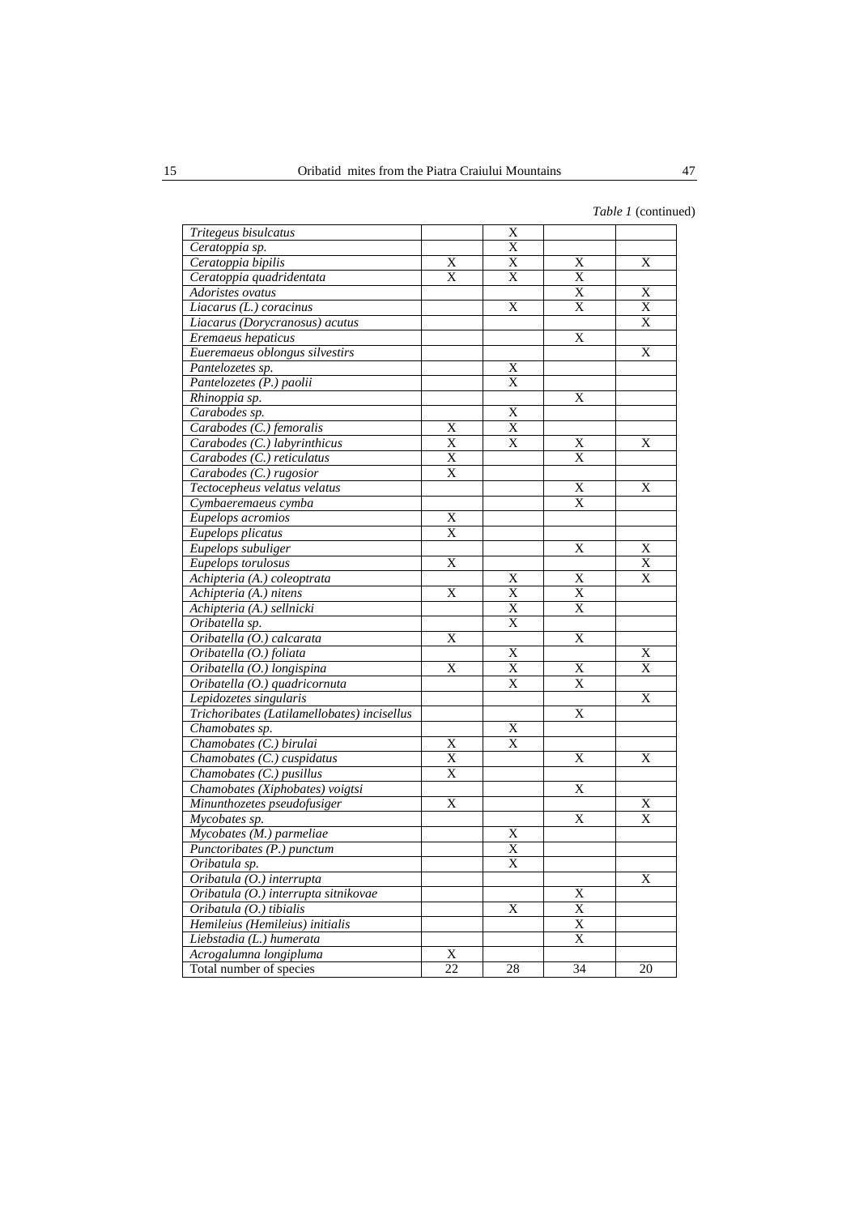*Table 1* (continued)

| | | | | |
|---|---|---|---|---|
| *Tritegeus bisulcatus* | | X | | |
| *Ceratoppia sp.* | | X | | |
| *Ceratoppia bipilis* | X | X | X | X |
| *Ceratoppia quadridentata* | X | X | X | |
| *Adoristes ovatus* | | | X | X |
| *Liacarus (L.) coracinus* | | X | X | X |
| *Liacarus (Dorycranosus) acutus* | | | | X |
| *Eremaeus hepaticus* | | | X | |
| *Eueremaeus oblongus silvestirs* | | | | X |
| *Pantelozetes sp.* | | X | | |
| *Pantelozetes (P.) paolii* | | X | | |
| *Rhinoppia sp.* | | | X | |
| *Carabodes sp.* | | X | | |
| *Carabodes (C.) femoralis* | X | X | | |
| *Carabodes (C.) labyrinthicus* | X | X | X | X |
| *Carabodes (C.) reticulatus* | X | | X | |
| *Carabodes (C.) rugosior* | X | | | |
| *Tectocepheus velatus velatus* | | | X | X |
| *Cymbaeremaeus cymba* | | | X | |
| *Eupelops acromios* | X | | | |
| *Eupelops plicatus* | X | | | |
| *Eupelops subuliger* | | | X | X |
| *Eupelops torulosus* | X | | | X |
| *Achipteria (A.) coleoptrata* | | X | X | X |
| *Achipteria (A.) nitens* | X | X | X | |
| *Achipteria (A.) sellnicki* | | X | X | |
| *Oribatella sp.* | | X | | |
| *Oribatella (O.) calcarata* | X | | X | |
| *Oribatella (O.) foliata* | | X | | X |
| *Oribatella (O.) longispina* | X | X | X | X |
| *Oribatella (O.) quadricornuta* | | X | X | |
| *Lepidozetes singularis* | | | | X |
| *Trichoribates (Latilamellobates) incisellus* | | | X | |
| *Chamobates sp.* | | X | | |
| *Chamobates (C.) birulai* | X | X | | |
| *Chamobates (C.) cuspidatus* | X | | X | X |
| *Chamobates (C.) pusillus* | X | | | |
| *Chamobates (Xiphobates) voigtsi* | | | X | |
| *Minunthozetes pseudofusiger* | X | | | X |
| *Mycobates sp.* | | | X | X |
| *Mycobates (M.) parmeliae* | | X | | |
| *Punctoribates (P.) punctum* | | X | | |
| *Oribatula sp.* | | X | | |
| *Oribatula (O.) interrupta* | | | | X |
| *Oribatula (O.) interrupta sitnikovae* | | | X | |
| *Oribatula (O.) tibialis* | | X | X | |
| *Hemileius (Hemileius) initialis* | | | X | |
| *Liebstadia (L.) humerata* | | | X | |
| *Acrogalumna longipluma* | X | | | |
| Total number of species | 22 | 28 | 34 | 20 |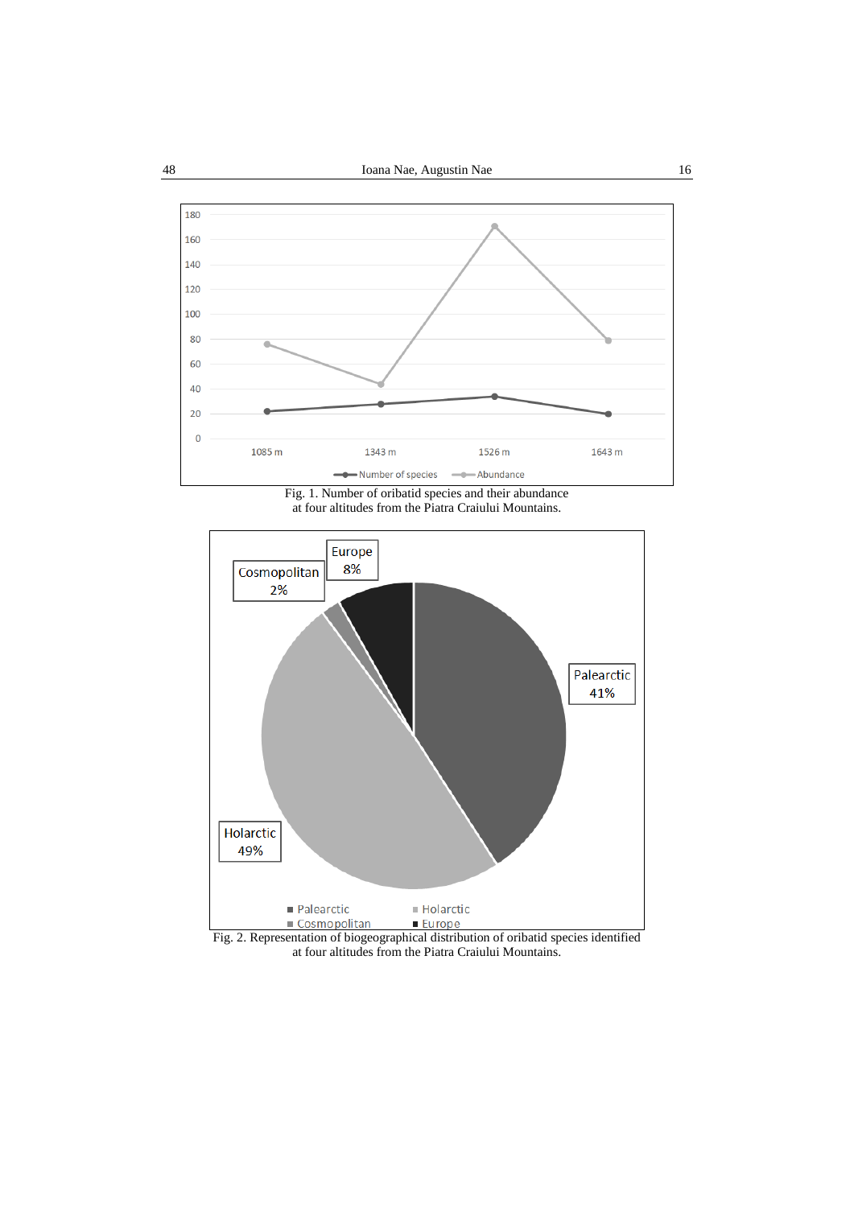Fig. 1. Number of oribatid species and their abundance
at four altitudes from the Piatra Craiului Mountains.

Fig. 2. Representation of biogeographical distribution of oribatid species identified
at four altitudes from the Piatra Craiului Mountains.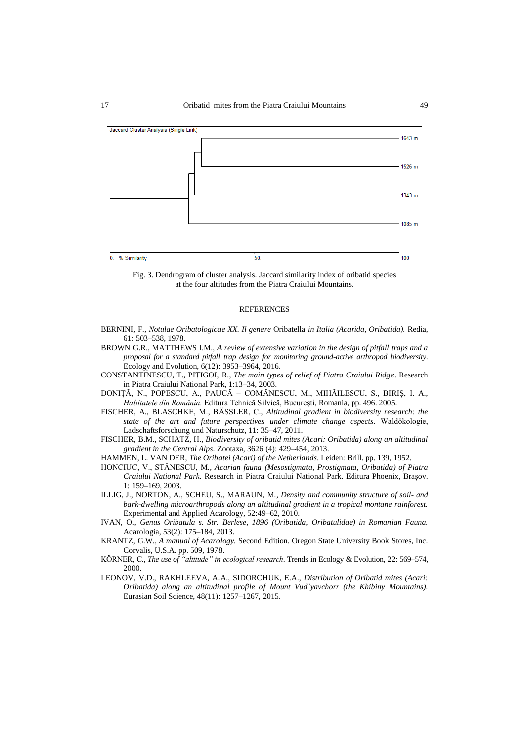Fig. 3. Dendrogram of cluster analysis. Jaccard similarity index of oribatid species at the four altitudes from the Piatra Craiului Mountains.

## REFERENCES

BERNINI, F., *Notulae Oribatologicae XX. Il genere* Oribatella *in Italia (Acarida, Oribatida).* Redia, 61: 503–538, 1978.

BROWN G.R., MATTHEWS I.M., *A review of extensive variation in the design of pitfall traps and a proposal for a standard pitfall trap design for monitoring ground-active arthropod biodiversity*. Ecology and Evolution, 6(12): 3953–3964, 2016.

CONSTANTINESCU, T., PIȚIGOI, R., *The main types of relief of Piatra Craiului Ridge*. Research in Piatra Craiului National Park, 1:13–34, 2003.

DONIȚĂ, N., POPESCU, A., PAUCĂ – COMĂNESCU, M., MIHĂILESCU, S., BIRIȘ, I. A., *Habitatele din România.* Editura Tehnică Silvică, București, Romania, pp. 496. 2005.

FISCHER, A., BLASCHKE, M., BÄSSLER, C., *Altitudinal gradient in biodiversity research: the state of the art and future perspectives under climate change aspects*. Waldökologie, Ladschaftsforschung und Naturschutz, 11: 35–47, 2011.

FISCHER, B.M., SCHATZ, H., *Biodiversity of oribatid mites (Acari: Oribatida) along an altitudinal gradient in the Central Alps*. Zootaxa, 3626 (4): 429–454, 2013.

HAMMEN, L. VAN DER, *The Oribatei (Acari) of the Netherlands*. Leiden: Brill. pp. 139, 1952.

HONCIUC, V., STĂNESCU, M., *Acarian fauna (Mesostigmata, Prostigmata, Oribatida) of Piatra Craiului National Park*. Research in Piatra Craiului National Park. Editura Phoenix, Brașov. 1: 159–169, 2003.

ILLIG, J., NORTON, A., SCHEU, S., MARAUN, M., *Density and community structure of soil- and bark-dwelling microarthropods along an altitudinal gradient in a tropical montane rainforest.* Experimental and Applied Acarology, 52:49–62, 2010.

IVAN, O., *Genus Oribatula s. Str. Berlese, 1896 (Oribatida, Oribatulidae) in Romanian Fauna.* Acarologia, 53(2): 175–184, 2013.

KRANTZ, G.W., *A manual of Acarology.* Second Edition. Oregon State University Book Stores, Inc. Corvalis, U.S.A. pp. 509, 1978.

KÖRNER, C., *The use of "altitude" in ecological research*. Trends in Ecology & Evolution, 22: 569–574, 2000.

LEONOV, V.D., RAKHLEEVA, A.A., SIDORCHUK, E.A., *Distribution of Oribatid mites (Acari: Oribatida) along an altitudinal profile of Mount Vud`yavchorr (the Khibiny Mountains).* Eurasian Soil Science, 48(11): 1257–1267, 2015.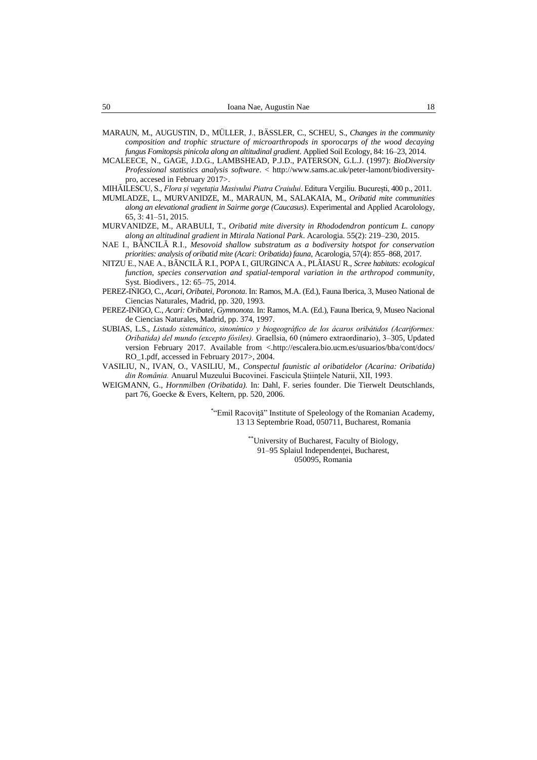MARAUN, M., AUGUSTIN, D., MÜLLER, J., BÄSSLER, C., SCHEU, S., *Changes in the community composition and trophic structure of microarthropods in sporocarps of the wood decaying fungus Fomitopsis pinicola along an altitudinal gradient*. Applied Soil Ecology, 84: 16–23, 2014.

MCALEECE, N., GAGE, J.D.G., LAMBSHEAD, P.J.D., PATERSON, G.L.J. (1997): *BioDiversity Professional statistics analysis software*. < http://www.sams.ac.uk/peter-lamont/biodiversity-pro, accesed in February 2017>.

MIHĂILESCU, S., *Flora și vegetația Masivului Piatra Craiului*. Editura Vergiliu. București, 400 p., 2011.

MUMLADZE, L., MURVANIDZE, M., MARAUN, M., SALAKAIA, M., *Oribatid mite communities along an elevational gradient in Sairme gorge (Caucasus)*. Experimental and Applied Acarolology, 65, 3: 41–51, 2015.

MURVANIDZE, M., ARABULI, T., *Oribatid mite diversity in Rhododendron ponticum L. canopy along an altitudinal gradient in Mtirala National Park*. Acarologia. 55(2): 219–230, 2015.

NAE I., BĂNCILĂ R.I., *Mesovoid shallow substratum as a bodiversity hotspot for conservation priorities: analysis of oribatid mite (Acari: Oribatida) fauna*, Acarologia, 57(4): 855–868, 2017.

NITZU E., NAE A., BĂNCILĂ R.I., POPA I., GIURGINCA A., PLĂIASU R., *Scree habitats: ecological function, species conservation and spatial-temporal variation in the arthropod community*, Syst. Biodivers., 12: 65–75, 2014.

PEREZ-IÑIGO, C., *Acari, Oribatei, Poronota*. In: Ramos, M.A. (Ed.), Fauna Iberica, 3, Museo National de Ciencias Naturales, Madrid, pp. 320, 1993.

PEREZ-IÑIGO, C., *Acari: Oribatei, Gymnonota*. In: Ramos, M.A. (Ed.), Fauna Iberica, 9, Museo Nacional de Ciencias Naturales, Madrid, pp. 374, 1997.

SUBIAS, L.S., *Listado sistemático, sinonímico y biogeográfico de los ácaros oribátidos (Acariformes: Oribatida) del mundo (excepto fósiles).* Graellsia, 60 (número extraordinario), 3–305, Updated version February 2017. Available from <.http://escalera.bio.ucm.es/usuarios/bba/cont/docs/RO_1.pdf, accessed in February 2017>, 2004.

VASILIU, N., IVAN, O., VASILIU, M., *Conspectul faunistic al oribatidelor (Acarina: Oribatida) din România.* Anuarul Muzeului Bucovinei. Fascicula Științele Naturii, XII, 1993.

WEIGMANN, G., *Hornmilben (Oribatida).* In: Dahl, F. series founder. Die Tierwelt Deutschlands, part 76, Goecke & Evers, Keltern, pp. 520, 2006.

[*]"Emil Racoviță" Institute of Speleology of the Romanian Academy,
13 13 Septembrie Road, 050711, Bucharest, Romania

[**]University of Bucharest, Faculty of Biology,
91–95 Splaiul Independenței, Bucharest,
050095, Romania